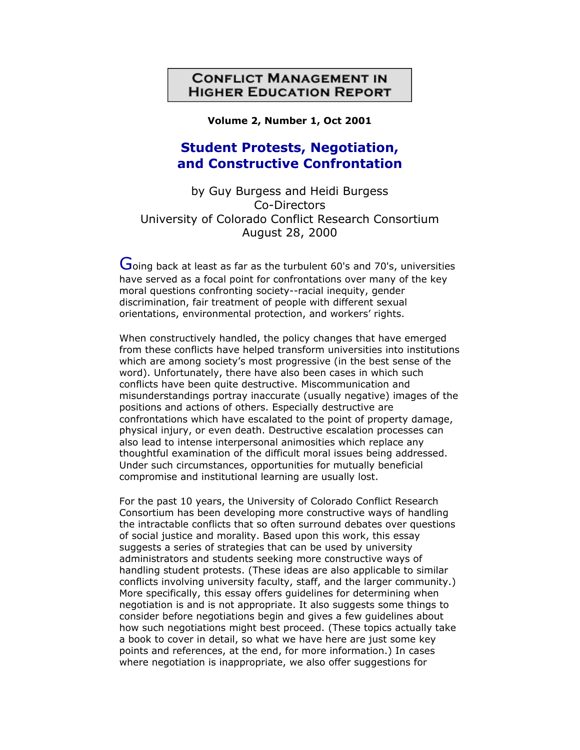**CONFLICT MANAGEMENT IN HIGHER EDUCATION REPORT**

**Volume 2, Number 1, Oct 2001**

# Student Protests, Negotiation, and Constructive Confrontation

by Guy Burgess and Heidi Burgess
Co-Directors
University of Colorado Conflict Research Consortium
August 28, 2000

Going back at least as far as the turbulent 60's and 70's, universities have served as a focal point for confrontations over many of the key moral questions confronting society--racial inequity, gender discrimination, fair treatment of people with different sexual orientations, environmental protection, and workers' rights.

When constructively handled, the policy changes that have emerged from these conflicts have helped transform universities into institutions which are among society's most progressive (in the best sense of the word). Unfortunately, there have also been cases in which such conflicts have been quite destructive. Miscommunication and misunderstandings portray inaccurate (usually negative) images of the positions and actions of others. Especially destructive are confrontations which have escalated to the point of property damage, physical injury, or even death. Destructive escalation processes can also lead to intense interpersonal animosities which replace any thoughtful examination of the difficult moral issues being addressed. Under such circumstances, opportunities for mutually beneficial compromise and institutional learning are usually lost.

For the past 10 years, the University of Colorado Conflict Research Consortium has been developing more constructive ways of handling the intractable conflicts that so often surround debates over questions of social justice and morality. Based upon this work, this essay suggests a series of strategies that can be used by university administrators and students seeking more constructive ways of handling student protests. (These ideas are also applicable to similar conflicts involving university faculty, staff, and the larger community.) More specifically, this essay offers guidelines for determining when negotiation is and is not appropriate. It also suggests some things to consider before negotiations begin and gives a few guidelines about how such negotiations might best proceed. (These topics actually take a book to cover in detail, so what we have here are just some key points and references, at the end, for more information.) In cases where negotiation is inappropriate, we also offer suggestions for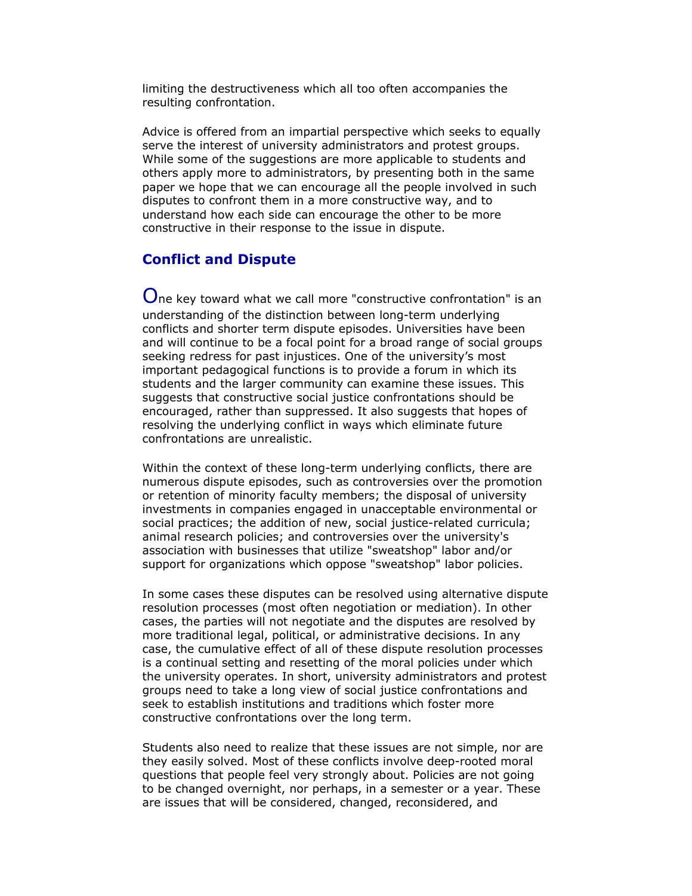limiting the destructiveness which all too often accompanies the resulting confrontation.

Advice is offered from an impartial perspective which seeks to equally serve the interest of university administrators and protest groups. While some of the suggestions are more applicable to students and others apply more to administrators, by presenting both in the same paper we hope that we can encourage all the people involved in such disputes to confront them in a more constructive way, and to understand how each side can encourage the other to be more constructive in their response to the issue in dispute.

## Conflict and Dispute

One key toward what we call more "constructive confrontation" is an understanding of the distinction between long-term underlying conflicts and shorter term dispute episodes. Universities have been and will continue to be a focal point for a broad range of social groups seeking redress for past injustices. One of the university's most important pedagogical functions is to provide a forum in which its students and the larger community can examine these issues. This suggests that constructive social justice confrontations should be encouraged, rather than suppressed. It also suggests that hopes of resolving the underlying conflict in ways which eliminate future confrontations are unrealistic.

Within the context of these long-term underlying conflicts, there are numerous dispute episodes, such as controversies over the promotion or retention of minority faculty members; the disposal of university investments in companies engaged in unacceptable environmental or social practices; the addition of new, social justice-related curricula; animal research policies; and controversies over the university's association with businesses that utilize "sweatshop" labor and/or support for organizations which oppose "sweatshop" labor policies.

In some cases these disputes can be resolved using alternative dispute resolution processes (most often negotiation or mediation). In other cases, the parties will not negotiate and the disputes are resolved by more traditional legal, political, or administrative decisions. In any case, the cumulative effect of all of these dispute resolution processes is a continual setting and resetting of the moral policies under which the university operates. In short, university administrators and protest groups need to take a long view of social justice confrontations and seek to establish institutions and traditions which foster more constructive confrontations over the long term.

Students also need to realize that these issues are not simple, nor are they easily solved. Most of these conflicts involve deep-rooted moral questions that people feel very strongly about. Policies are not going to be changed overnight, nor perhaps, in a semester or a year. These are issues that will be considered, changed, reconsidered, and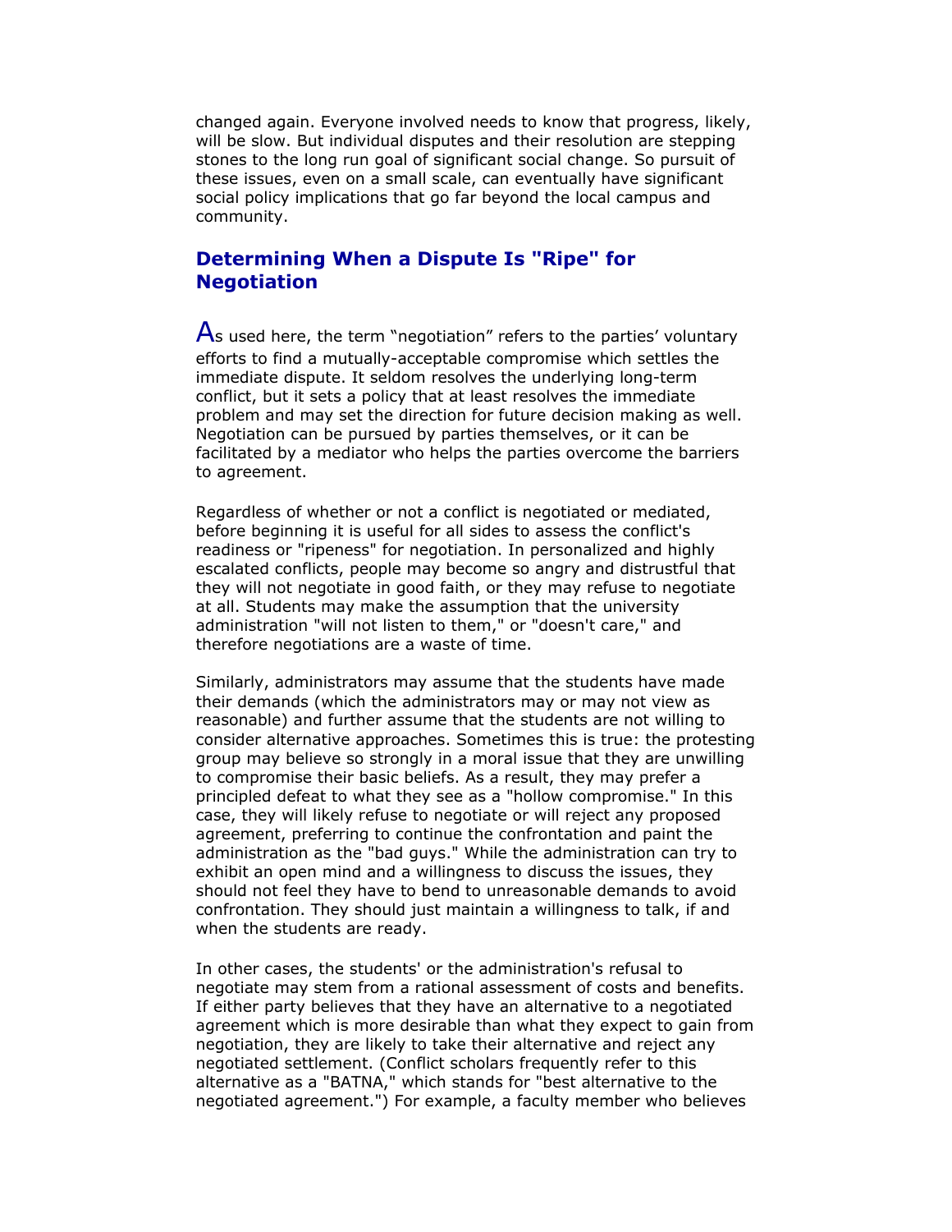changed again. Everyone involved needs to know that progress, likely, will be slow. But individual disputes and their resolution are stepping stones to the long run goal of significant social change. So pursuit of these issues, even on a small scale, can eventually have significant social policy implications that go far beyond the local campus and community.

## Determining When a Dispute Is "Ripe" for Negotiation

As used here, the term "negotiation" refers to the parties' voluntary efforts to find a mutually-acceptable compromise which settles the immediate dispute. It seldom resolves the underlying long-term conflict, but it sets a policy that at least resolves the immediate problem and may set the direction for future decision making as well. Negotiation can be pursued by parties themselves, or it can be facilitated by a mediator who helps the parties overcome the barriers to agreement.

Regardless of whether or not a conflict is negotiated or mediated, before beginning it is useful for all sides to assess the conflict's readiness or "ripeness" for negotiation. In personalized and highly escalated conflicts, people may become so angry and distrustful that they will not negotiate in good faith, or they may refuse to negotiate at all. Students may make the assumption that the university administration "will not listen to them," or "doesn't care," and therefore negotiations are a waste of time.

Similarly, administrators may assume that the students have made their demands (which the administrators may or may not view as reasonable) and further assume that the students are not willing to consider alternative approaches. Sometimes this is true: the protesting group may believe so strongly in a moral issue that they are unwilling to compromise their basic beliefs. As a result, they may prefer a principled defeat to what they see as a "hollow compromise." In this case, they will likely refuse to negotiate or will reject any proposed agreement, preferring to continue the confrontation and paint the administration as the "bad guys." While the administration can try to exhibit an open mind and a willingness to discuss the issues, they should not feel they have to bend to unreasonable demands to avoid confrontation. They should just maintain a willingness to talk, if and when the students are ready.

In other cases, the students' or the administration's refusal to negotiate may stem from a rational assessment of costs and benefits. If either party believes that they have an alternative to a negotiated agreement which is more desirable than what they expect to gain from negotiation, they are likely to take their alternative and reject any negotiated settlement. (Conflict scholars frequently refer to this alternative as a "BATNA," which stands for "best alternative to the negotiated agreement.") For example, a faculty member who believes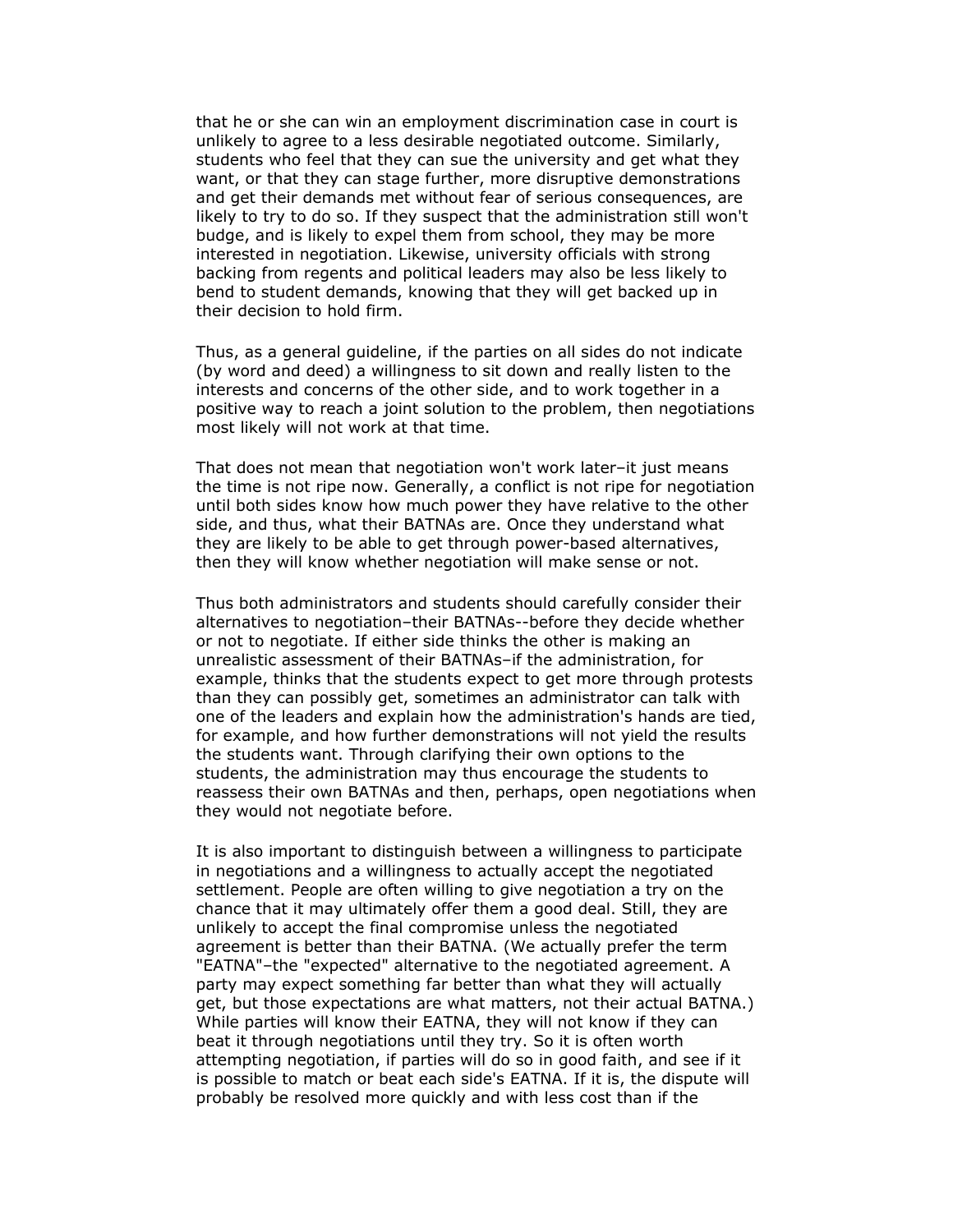that he or she can win an employment discrimination case in court is unlikely to agree to a less desirable negotiated outcome. Similarly, students who feel that they can sue the university and get what they want, or that they can stage further, more disruptive demonstrations and get their demands met without fear of serious consequences, are likely to try to do so. If they suspect that the administration still won't budge, and is likely to expel them from school, they may be more interested in negotiation. Likewise, university officials with strong backing from regents and political leaders may also be less likely to bend to student demands, knowing that they will get backed up in their decision to hold firm.

Thus, as a general guideline, if the parties on all sides do not indicate (by word and deed) a willingness to sit down and really listen to the interests and concerns of the other side, and to work together in a positive way to reach a joint solution to the problem, then negotiations most likely will not work at that time.

That does not mean that negotiation won't work later–it just means the time is not ripe now. Generally, a conflict is not ripe for negotiation until both sides know how much power they have relative to the other side, and thus, what their BATNAs are. Once they understand what they are likely to be able to get through power-based alternatives, then they will know whether negotiation will make sense or not.

Thus both administrators and students should carefully consider their alternatives to negotiation–their BATNAs--before they decide whether or not to negotiate. If either side thinks the other is making an unrealistic assessment of their BATNAs–if the administration, for example, thinks that the students expect to get more through protests than they can possibly get, sometimes an administrator can talk with one of the leaders and explain how the administration's hands are tied, for example, and how further demonstrations will not yield the results the students want. Through clarifying their own options to the students, the administration may thus encourage the students to reassess their own BATNAs and then, perhaps, open negotiations when they would not negotiate before.

It is also important to distinguish between a willingness to participate in negotiations and a willingness to actually accept the negotiated settlement. People are often willing to give negotiation a try on the chance that it may ultimately offer them a good deal. Still, they are unlikely to accept the final compromise unless the negotiated agreement is better than their BATNA. (We actually prefer the term "EATNA"–the "expected" alternative to the negotiated agreement. A party may expect something far better than what they will actually get, but those expectations are what matters, not their actual BATNA.) While parties will know their EATNA, they will not know if they can beat it through negotiations until they try. So it is often worth attempting negotiation, if parties will do so in good faith, and see if it is possible to match or beat each side's EATNA. If it is, the dispute will probably be resolved more quickly and with less cost than if the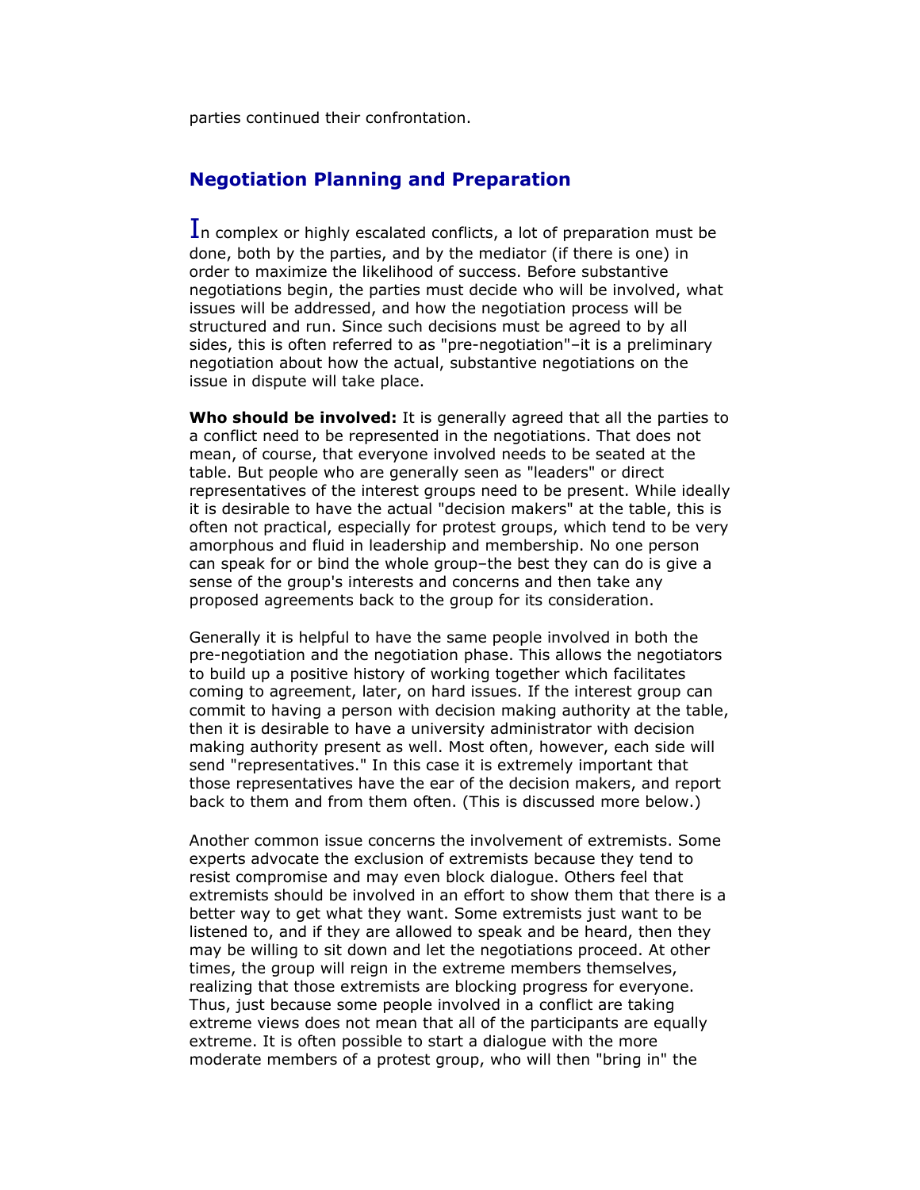parties continued their confrontation.

## Negotiation Planning and Preparation

In complex or highly escalated conflicts, a lot of preparation must be done, both by the parties, and by the mediator (if there is one) in order to maximize the likelihood of success. Before substantive negotiations begin, the parties must decide who will be involved, what issues will be addressed, and how the negotiation process will be structured and run. Since such decisions must be agreed to by all sides, this is often referred to as "pre-negotiation"–it is a preliminary negotiation about how the actual, substantive negotiations on the issue in dispute will take place.

**Who should be involved:** It is generally agreed that all the parties to a conflict need to be represented in the negotiations. That does not mean, of course, that everyone involved needs to be seated at the table. But people who are generally seen as "leaders" or direct representatives of the interest groups need to be present. While ideally it is desirable to have the actual "decision makers" at the table, this is often not practical, especially for protest groups, which tend to be very amorphous and fluid in leadership and membership. No one person can speak for or bind the whole group–the best they can do is give a sense of the group's interests and concerns and then take any proposed agreements back to the group for its consideration.

Generally it is helpful to have the same people involved in both the pre-negotiation and the negotiation phase. This allows the negotiators to build up a positive history of working together which facilitates coming to agreement, later, on hard issues. If the interest group can commit to having a person with decision making authority at the table, then it is desirable to have a university administrator with decision making authority present as well. Most often, however, each side will send "representatives." In this case it is extremely important that those representatives have the ear of the decision makers, and report back to them and from them often. (This is discussed more below.)

Another common issue concerns the involvement of extremists. Some experts advocate the exclusion of extremists because they tend to resist compromise and may even block dialogue. Others feel that extremists should be involved in an effort to show them that there is a better way to get what they want. Some extremists just want to be listened to, and if they are allowed to speak and be heard, then they may be willing to sit down and let the negotiations proceed. At other times, the group will reign in the extreme members themselves, realizing that those extremists are blocking progress for everyone. Thus, just because some people involved in a conflict are taking extreme views does not mean that all of the participants are equally extreme. It is often possible to start a dialogue with the more moderate members of a protest group, who will then "bring in" the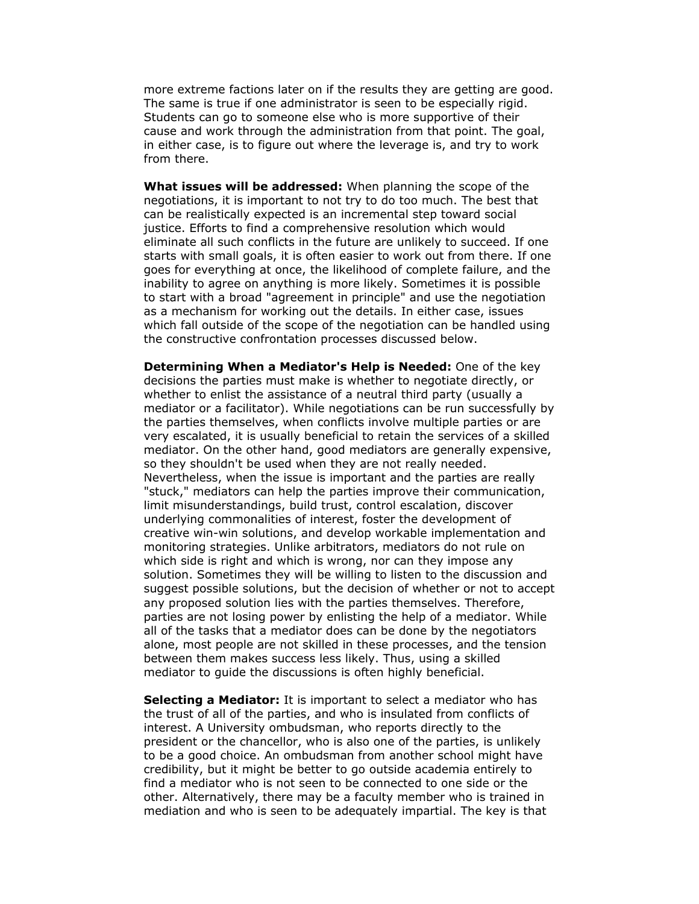more extreme factions later on if the results they are getting are good. The same is true if one administrator is seen to be especially rigid. Students can go to someone else who is more supportive of their cause and work through the administration from that point. The goal, in either case, is to figure out where the leverage is, and try to work from there.

**What issues will be addressed:** When planning the scope of the negotiations, it is important to not try to do too much. The best that can be realistically expected is an incremental step toward social justice. Efforts to find a comprehensive resolution which would eliminate all such conflicts in the future are unlikely to succeed. If one starts with small goals, it is often easier to work out from there. If one goes for everything at once, the likelihood of complete failure, and the inability to agree on anything is more likely. Sometimes it is possible to start with a broad "agreement in principle" and use the negotiation as a mechanism for working out the details. In either case, issues which fall outside of the scope of the negotiation can be handled using the constructive confrontation processes discussed below.

**Determining When a Mediator's Help is Needed:** One of the key decisions the parties must make is whether to negotiate directly, or whether to enlist the assistance of a neutral third party (usually a mediator or a facilitator). While negotiations can be run successfully by the parties themselves, when conflicts involve multiple parties or are very escalated, it is usually beneficial to retain the services of a skilled mediator. On the other hand, good mediators are generally expensive, so they shouldn't be used when they are not really needed. Nevertheless, when the issue is important and the parties are really "stuck," mediators can help the parties improve their communication, limit misunderstandings, build trust, control escalation, discover underlying commonalities of interest, foster the development of creative win-win solutions, and develop workable implementation and monitoring strategies. Unlike arbitrators, mediators do not rule on which side is right and which is wrong, nor can they impose any solution. Sometimes they will be willing to listen to the discussion and suggest possible solutions, but the decision of whether or not to accept any proposed solution lies with the parties themselves. Therefore, parties are not losing power by enlisting the help of a mediator. While all of the tasks that a mediator does can be done by the negotiators alone, most people are not skilled in these processes, and the tension between them makes success less likely. Thus, using a skilled mediator to guide the discussions is often highly beneficial.

**Selecting a Mediator:** It is important to select a mediator who has the trust of all of the parties, and who is insulated from conflicts of interest. A University ombudsman, who reports directly to the president or the chancellor, who is also one of the parties, is unlikely to be a good choice. An ombudsman from another school might have credibility, but it might be better to go outside academia entirely to find a mediator who is not seen to be connected to one side or the other. Alternatively, there may be a faculty member who is trained in mediation and who is seen to be adequately impartial. The key is that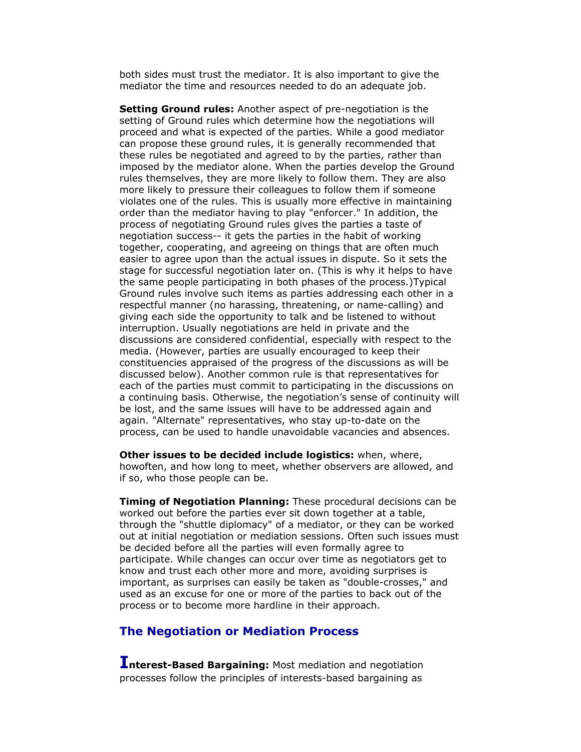both sides must trust the mediator. It is also important to give the mediator the time and resources needed to do an adequate job.

**Setting Ground rules:** Another aspect of pre-negotiation is the setting of Ground rules which determine how the negotiations will proceed and what is expected of the parties. While a good mediator can propose these ground rules, it is generally recommended that these rules be negotiated and agreed to by the parties, rather than imposed by the mediator alone. When the parties develop the Ground rules themselves, they are more likely to follow them. They are also more likely to pressure their colleagues to follow them if someone violates one of the rules. This is usually more effective in maintaining order than the mediator having to play "enforcer." In addition, the process of negotiating Ground rules gives the parties a taste of negotiation success-- it gets the parties in the habit of working together, cooperating, and agreeing on things that are often much easier to agree upon than the actual issues in dispute. So it sets the stage for successful negotiation later on. (This is why it helps to have the same people participating in both phases of the process.)Typical Ground rules involve such items as parties addressing each other in a respectful manner (no harassing, threatening, or name-calling) and giving each side the opportunity to talk and be listened to without interruption. Usually negotiations are held in private and the discussions are considered confidential, especially with respect to the media. (However, parties are usually encouraged to keep their constituencies appraised of the progress of the discussions as will be discussed below). Another common rule is that representatives for each of the parties must commit to participating in the discussions on a continuing basis. Otherwise, the negotiation's sense of continuity will be lost, and the same issues will have to be addressed again and again. "Alternate" representatives, who stay up-to-date on the process, can be used to handle unavoidable vacancies and absences.

**Other issues to be decided include logistics:** when, where, howoften, and how long to meet, whether observers are allowed, and if so, who those people can be.

**Timing of Negotiation Planning:** These procedural decisions can be worked out before the parties ever sit down together at a table, through the "shuttle diplomacy" of a mediator, or they can be worked out at initial negotiation or mediation sessions. Often such issues must be decided before all the parties will even formally agree to participate. While changes can occur over time as negotiators get to know and trust each other more and more, avoiding surprises is important, as surprises can easily be taken as "double-crosses," and used as an excuse for one or more of the parties to back out of the process or to become more hardline in their approach.

## The Negotiation or Mediation Process

**Interest-Based Bargaining:** Most mediation and negotiation processes follow the principles of interests-based bargaining as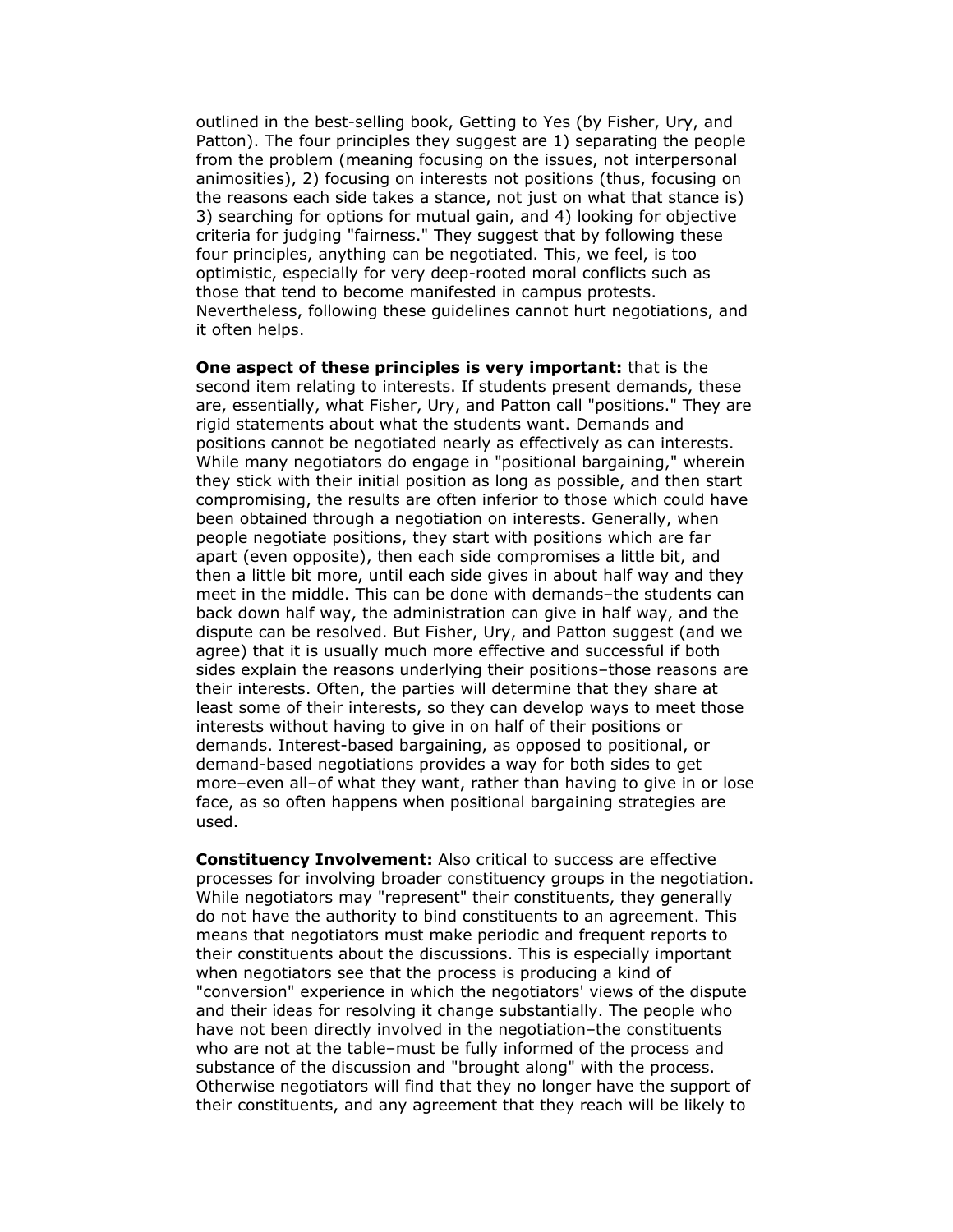outlined in the best-selling book, Getting to Yes (by Fisher, Ury, and Patton). The four principles they suggest are 1) separating the people from the problem (meaning focusing on the issues, not interpersonal animosities), 2) focusing on interests not positions (thus, focusing on the reasons each side takes a stance, not just on what that stance is) 3) searching for options for mutual gain, and 4) looking for objective criteria for judging "fairness." They suggest that by following these four principles, anything can be negotiated. This, we feel, is too optimistic, especially for very deep-rooted moral conflicts such as those that tend to become manifested in campus protests. Nevertheless, following these guidelines cannot hurt negotiations, and it often helps.

**One aspect of these principles is very important:** that is the second item relating to interests. If students present demands, these are, essentially, what Fisher, Ury, and Patton call "positions." They are rigid statements about what the students want. Demands and positions cannot be negotiated nearly as effectively as can interests. While many negotiators do engage in "positional bargaining," wherein they stick with their initial position as long as possible, and then start compromising, the results are often inferior to those which could have been obtained through a negotiation on interests. Generally, when people negotiate positions, they start with positions which are far apart (even opposite), then each side compromises a little bit, and then a little bit more, until each side gives in about half way and they meet in the middle. This can be done with demands–the students can back down half way, the administration can give in half way, and the dispute can be resolved. But Fisher, Ury, and Patton suggest (and we agree) that it is usually much more effective and successful if both sides explain the reasons underlying their positions–those reasons are their interests. Often, the parties will determine that they share at least some of their interests, so they can develop ways to meet those interests without having to give in on half of their positions or demands. Interest-based bargaining, as opposed to positional, or demand-based negotiations provides a way for both sides to get more–even all–of what they want, rather than having to give in or lose face, as so often happens when positional bargaining strategies are used.

**Constituency Involvement:** Also critical to success are effective processes for involving broader constituency groups in the negotiation. While negotiators may "represent" their constituents, they generally do not have the authority to bind constituents to an agreement. This means that negotiators must make periodic and frequent reports to their constituents about the discussions. This is especially important when negotiators see that the process is producing a kind of "conversion" experience in which the negotiators' views of the dispute and their ideas for resolving it change substantially. The people who have not been directly involved in the negotiation–the constituents who are not at the table–must be fully informed of the process and substance of the discussion and "brought along" with the process. Otherwise negotiators will find that they no longer have the support of their constituents, and any agreement that they reach will be likely to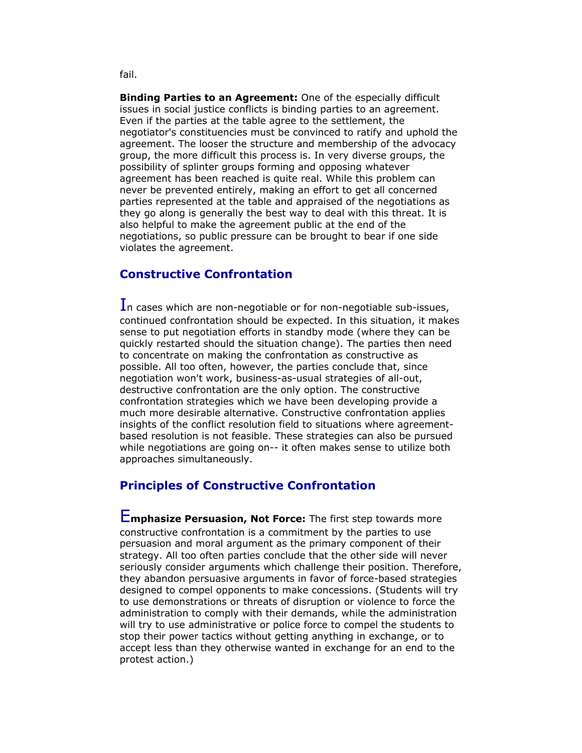fail.

**Binding Parties to an Agreement:** One of the especially difficult issues in social justice conflicts is binding parties to an agreement. Even if the parties at the table agree to the settlement, the negotiator's constituencies must be convinced to ratify and uphold the agreement. The looser the structure and membership of the advocacy group, the more difficult this process is. In very diverse groups, the possibility of splinter groups forming and opposing whatever agreement has been reached is quite real. While this problem can never be prevented entirely, making an effort to get all concerned parties represented at the table and appraised of the negotiations as they go along is generally the best way to deal with this threat. It is also helpful to make the agreement public at the end of the negotiations, so public pressure can be brought to bear if one side violates the agreement.

## Constructive Confrontation

In cases which are non-negotiable or for non-negotiable sub-issues, continued confrontation should be expected. In this situation, it makes sense to put negotiation efforts in standby mode (where they can be quickly restarted should the situation change). The parties then need to concentrate on making the confrontation as constructive as possible. All too often, however, the parties conclude that, since negotiation won't work, business-as-usual strategies of all-out, destructive confrontation are the only option. The constructive confrontation strategies which we have been developing provide a much more desirable alternative. Constructive confrontation applies insights of the conflict resolution field to situations where agreement-based resolution is not feasible. These strategies can also be pursued while negotiations are going on-- it often makes sense to utilize both approaches simultaneously.

## Principles of Constructive Confrontation

**Emphasize Persuasion, Not Force:** The first step towards more constructive confrontation is a commitment by the parties to use persuasion and moral argument as the primary component of their strategy. All too often parties conclude that the other side will never seriously consider arguments which challenge their position. Therefore, they abandon persuasive arguments in favor of force-based strategies designed to compel opponents to make concessions. (Students will try to use demonstrations or threats of disruption or violence to force the administration to comply with their demands, while the administration will try to use administrative or police force to compel the students to stop their power tactics without getting anything in exchange, or to accept less than they otherwise wanted in exchange for an end to the protest action.)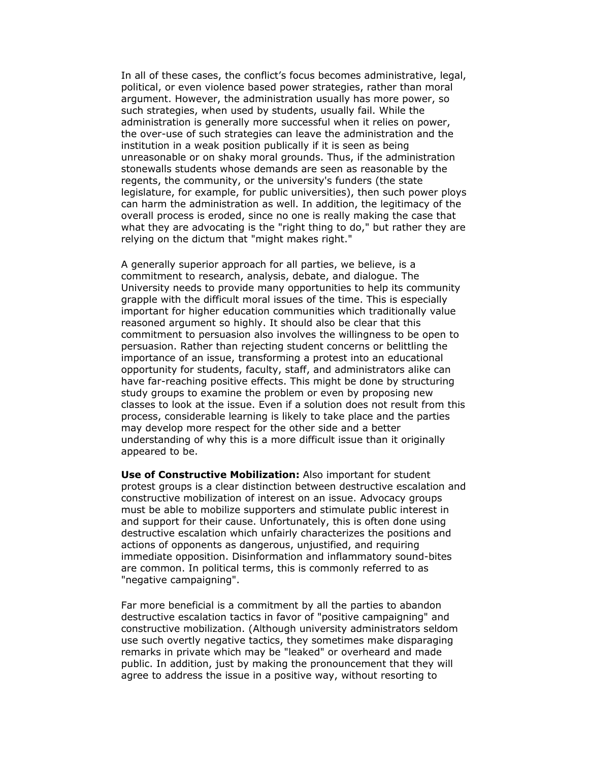In all of these cases, the conflict's focus becomes administrative, legal, political, or even violence based power strategies, rather than moral argument. However, the administration usually has more power, so such strategies, when used by students, usually fail. While the administration is generally more successful when it relies on power, the over-use of such strategies can leave the administration and the institution in a weak position publically if it is seen as being unreasonable or on shaky moral grounds. Thus, if the administration stonewalls students whose demands are seen as reasonable by the regents, the community, or the university's funders (the state legislature, for example, for public universities), then such power ploys can harm the administration as well. In addition, the legitimacy of the overall process is eroded, since no one is really making the case that what they are advocating is the "right thing to do," but rather they are relying on the dictum that "might makes right."

A generally superior approach for all parties, we believe, is a commitment to research, analysis, debate, and dialogue. The University needs to provide many opportunities to help its community grapple with the difficult moral issues of the time. This is especially important for higher education communities which traditionally value reasoned argument so highly. It should also be clear that this commitment to persuasion also involves the willingness to be open to persuasion. Rather than rejecting student concerns or belittling the importance of an issue, transforming a protest into an educational opportunity for students, faculty, staff, and administrators alike can have far-reaching positive effects. This might be done by structuring study groups to examine the problem or even by proposing new classes to look at the issue. Even if a solution does not result from this process, considerable learning is likely to take place and the parties may develop more respect for the other side and a better understanding of why this is a more difficult issue than it originally appeared to be.

**Use of Constructive Mobilization:** Also important for student protest groups is a clear distinction between destructive escalation and constructive mobilization of interest on an issue. Advocacy groups must be able to mobilize supporters and stimulate public interest in and support for their cause. Unfortunately, this is often done using destructive escalation which unfairly characterizes the positions and actions of opponents as dangerous, unjustified, and requiring immediate opposition. Disinformation and inflammatory sound-bites are common. In political terms, this is commonly referred to as "negative campaigning".

Far more beneficial is a commitment by all the parties to abandon destructive escalation tactics in favor of "positive campaigning" and constructive mobilization. (Although university administrators seldom use such overtly negative tactics, they sometimes make disparaging remarks in private which may be "leaked" or overheard and made public. In addition, just by making the pronouncement that they will agree to address the issue in a positive way, without resorting to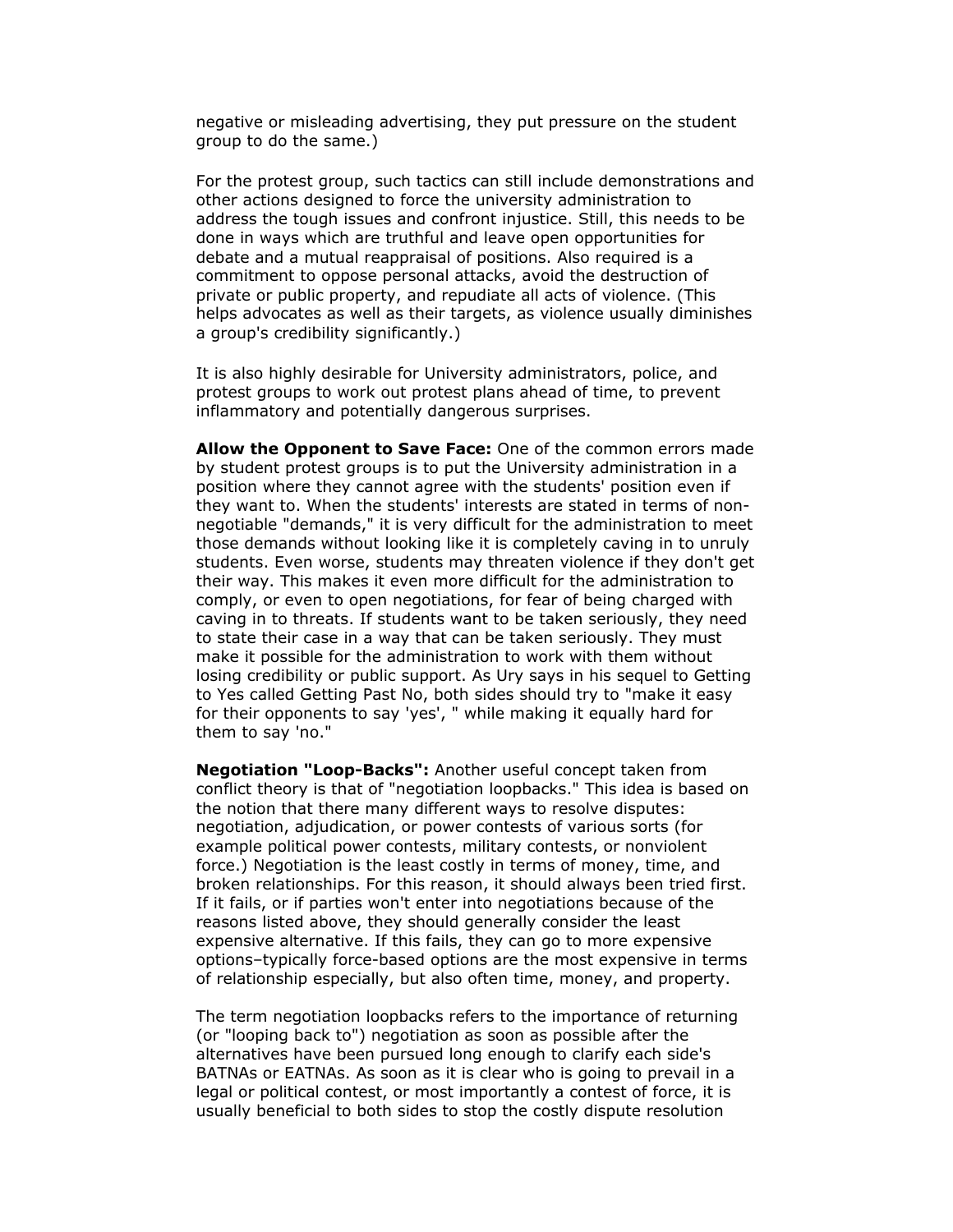negative or misleading advertising, they put pressure on the student group to do the same.)

For the protest group, such tactics can still include demonstrations and other actions designed to force the university administration to address the tough issues and confront injustice. Still, this needs to be done in ways which are truthful and leave open opportunities for debate and a mutual reappraisal of positions. Also required is a commitment to oppose personal attacks, avoid the destruction of private or public property, and repudiate all acts of violence. (This helps advocates as well as their targets, as violence usually diminishes a group's credibility significantly.)

It is also highly desirable for University administrators, police, and protest groups to work out protest plans ahead of time, to prevent inflammatory and potentially dangerous surprises.

**Allow the Opponent to Save Face:** One of the common errors made by student protest groups is to put the University administration in a position where they cannot agree with the students' position even if they want to. When the students' interests are stated in terms of non-negotiable "demands," it is very difficult for the administration to meet those demands without looking like it is completely caving in to unruly students. Even worse, students may threaten violence if they don't get their way. This makes it even more difficult for the administration to comply, or even to open negotiations, for fear of being charged with caving in to threats. If students want to be taken seriously, they need to state their case in a way that can be taken seriously. They must make it possible for the administration to work with them without losing credibility or public support. As Ury says in his sequel to Getting to Yes called Getting Past No, both sides should try to "make it easy for their opponents to say 'yes', " while making it equally hard for them to say 'no."

**Negotiation "Loop-Backs":** Another useful concept taken from conflict theory is that of "negotiation loopbacks." This idea is based on the notion that there many different ways to resolve disputes: negotiation, adjudication, or power contests of various sorts (for example political power contests, military contests, or nonviolent force.) Negotiation is the least costly in terms of money, time, and broken relationships. For this reason, it should always been tried first. If it fails, or if parties won't enter into negotiations because of the reasons listed above, they should generally consider the least expensive alternative. If this fails, they can go to more expensive options–typically force-based options are the most expensive in terms of relationship especially, but also often time, money, and property.

The term negotiation loopbacks refers to the importance of returning (or "looping back to") negotiation as soon as possible after the alternatives have been pursued long enough to clarify each side's BATNAs or EATNAs. As soon as it is clear who is going to prevail in a legal or political contest, or most importantly a contest of force, it is usually beneficial to both sides to stop the costly dispute resolution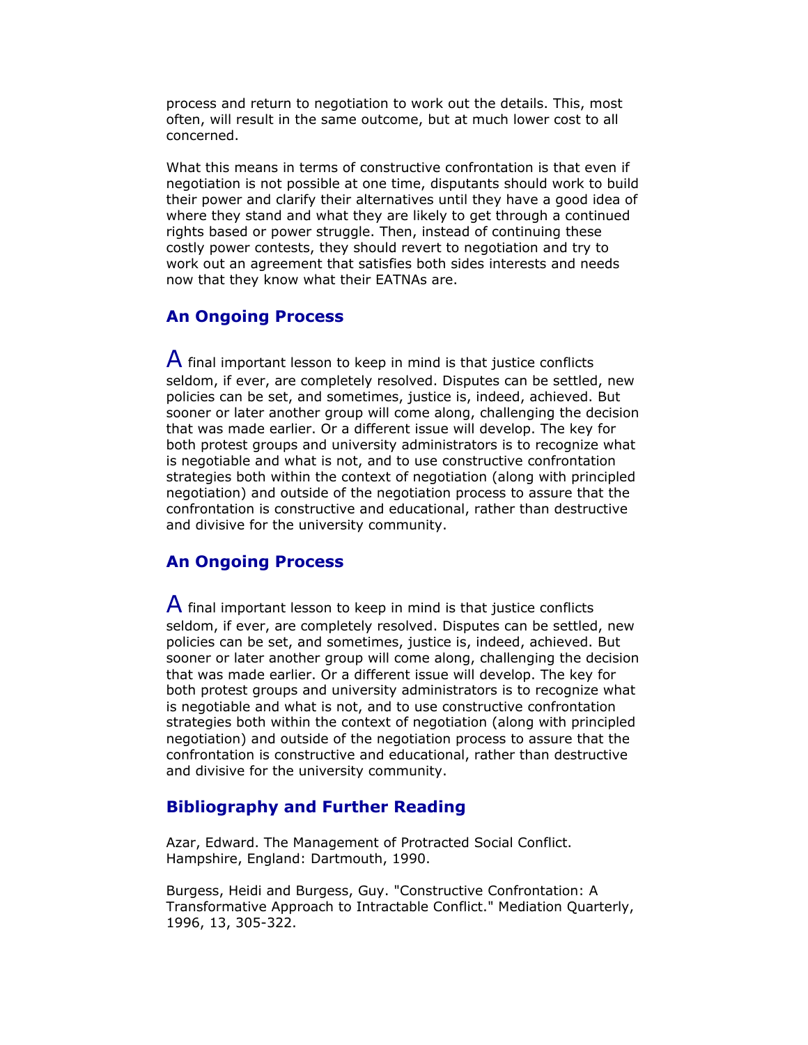process and return to negotiation to work out the details. This, most often, will result in the same outcome, but at much lower cost to all concerned.

What this means in terms of constructive confrontation is that even if negotiation is not possible at one time, disputants should work to build their power and clarify their alternatives until they have a good idea of where they stand and what they are likely to get through a continued rights based or power struggle. Then, instead of continuing these costly power contests, they should revert to negotiation and try to work out an agreement that satisfies both sides interests and needs now that they know what their EATNAs are.

## An Ongoing Process

A final important lesson to keep in mind is that justice conflicts seldom, if ever, are completely resolved. Disputes can be settled, new policies can be set, and sometimes, justice is, indeed, achieved. But sooner or later another group will come along, challenging the decision that was made earlier. Or a different issue will develop. The key for both protest groups and university administrators is to recognize what is negotiable and what is not, and to use constructive confrontation strategies both within the context of negotiation (along with principled negotiation) and outside of the negotiation process to assure that the confrontation is constructive and educational, rather than destructive and divisive for the university community.

## An Ongoing Process

A final important lesson to keep in mind is that justice conflicts seldom, if ever, are completely resolved. Disputes can be settled, new policies can be set, and sometimes, justice is, indeed, achieved. But sooner or later another group will come along, challenging the decision that was made earlier. Or a different issue will develop. The key for both protest groups and university administrators is to recognize what is negotiable and what is not, and to use constructive confrontation strategies both within the context of negotiation (along with principled negotiation) and outside of the negotiation process to assure that the confrontation is constructive and educational, rather than destructive and divisive for the university community.

## Bibliography and Further Reading

Azar, Edward. The Management of Protracted Social Conflict. Hampshire, England: Dartmouth, 1990.

Burgess, Heidi and Burgess, Guy. "Constructive Confrontation: A Transformative Approach to Intractable Conflict." Mediation Quarterly, 1996, 13, 305-322.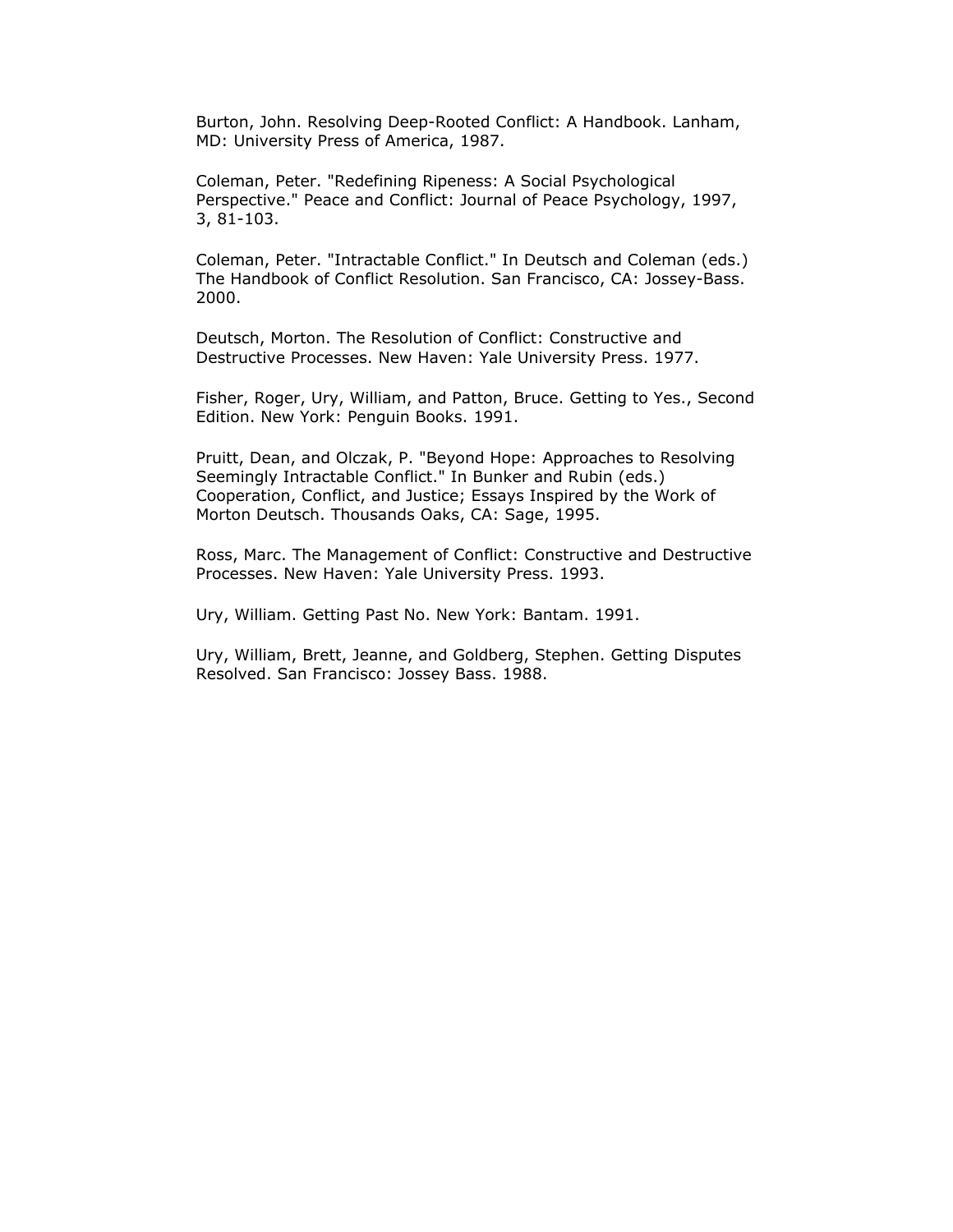Burton, John. Resolving Deep-Rooted Conflict: A Handbook. Lanham, MD: University Press of America, 1987.

Coleman, Peter. "Redefining Ripeness: A Social Psychological Perspective." Peace and Conflict: Journal of Peace Psychology, 1997, 3, 81-103.

Coleman, Peter. "Intractable Conflict." In Deutsch and Coleman (eds.) The Handbook of Conflict Resolution. San Francisco, CA: Jossey-Bass. 2000.

Deutsch, Morton. The Resolution of Conflict: Constructive and Destructive Processes. New Haven: Yale University Press. 1977.

Fisher, Roger, Ury, William, and Patton, Bruce. Getting to Yes., Second Edition. New York: Penguin Books. 1991.

Pruitt, Dean, and Olczak, P. "Beyond Hope: Approaches to Resolving Seemingly Intractable Conflict." In Bunker and Rubin (eds.) Cooperation, Conflict, and Justice; Essays Inspired by the Work of Morton Deutsch. Thousands Oaks, CA: Sage, 1995.

Ross, Marc. The Management of Conflict: Constructive and Destructive Processes. New Haven: Yale University Press. 1993.

Ury, William. Getting Past No. New York: Bantam. 1991.

Ury, William, Brett, Jeanne, and Goldberg, Stephen. Getting Disputes Resolved. San Francisco: Jossey Bass. 1988.